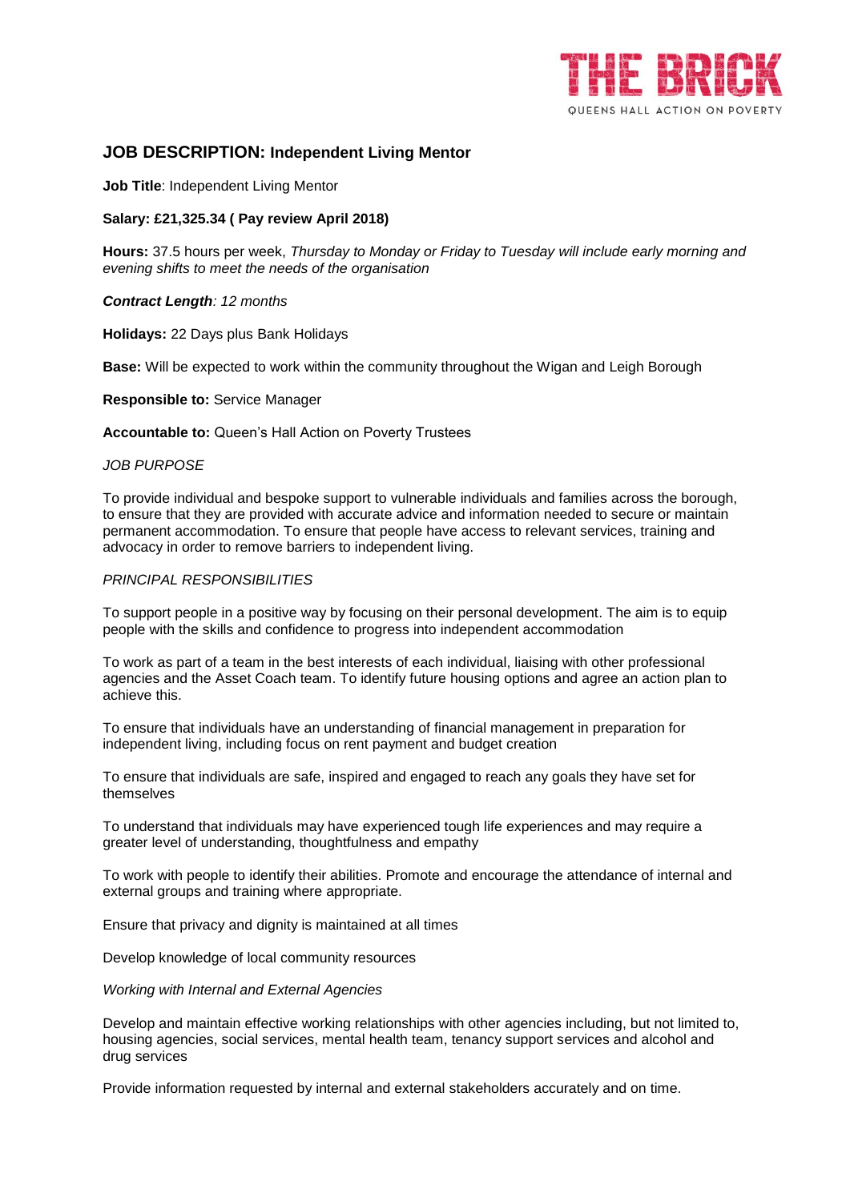THE BRICK
QUEENS HALL ACTION ON POVERTY

## JOB DESCRIPTION: Independent Living Mentor

**Job Title**: Independent Living Mentor

**Salary: £21,325.34 ( Pay review April 2018)**

**Hours:** 37.5 hours per week, *Thursday to Monday or Friday to Tuesday will include early morning and evening shifts to meet the needs of the organisation*

***Contract Length**: 12 months*

**Holidays:** 22 Days plus Bank Holidays

**Base:** Will be expected to work within the community throughout the Wigan and Leigh Borough

**Responsible to:** Service Manager

**Accountable to:** Queen's Hall Action on Poverty Trustees

*JOB PURPOSE*

To provide individual and bespoke support to vulnerable individuals and families across the borough, to ensure that they are provided with accurate advice and information needed to secure or maintain permanent accommodation. To ensure that people have access to relevant services, training and advocacy in order to remove barriers to independent living.

*PRINCIPAL RESPONSIBILITIES*

To support people in a positive way by focusing on their personal development. The aim is to equip people with the skills and confidence to progress into independent accommodation

To work as part of a team in the best interests of each individual, liaising with other professional agencies and the Asset Coach team. To identify future housing options and agree an action plan to achieve this.

To ensure that individuals have an understanding of financial management in preparation for independent living, including focus on rent payment and budget creation

To ensure that individuals are safe, inspired and engaged to reach any goals they have set for themselves

To understand that individuals may have experienced tough life experiences and may require a greater level of understanding, thoughtfulness and empathy

To work with people to identify their abilities. Promote and encourage the attendance of internal and external groups and training where appropriate.

Ensure that privacy and dignity is maintained at all times

Develop knowledge of local community resources

*Working with Internal and External Agencies*

Develop and maintain effective working relationships with other agencies including, but not limited to, housing agencies, social services, mental health team, tenancy support services and alcohol and drug services

Provide information requested by internal and external stakeholders accurately and on time.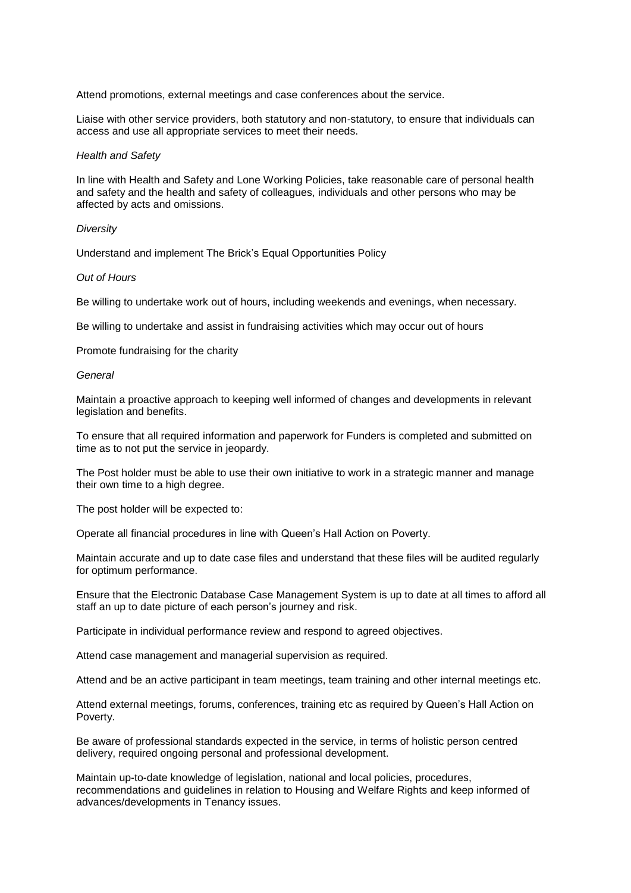Attend promotions, external meetings and case conferences about the service.

Liaise with other service providers, both statutory and non-statutory, to ensure that individuals can access and use all appropriate services to meet their needs.

*Health and Safety*

In line with Health and Safety and Lone Working Policies, take reasonable care of personal health and safety and the health and safety of colleagues, individuals and other persons who may be affected by acts and omissions.

*Diversity*

Understand and implement The Brick's Equal Opportunities Policy

*Out of Hours*

Be willing to undertake work out of hours, including weekends and evenings, when necessary.

Be willing to undertake and assist in fundraising activities which may occur out of hours

Promote fundraising for the charity

*General*

Maintain a proactive approach to keeping well informed of changes and developments in relevant legislation and benefits.

To ensure that all required information and paperwork for Funders is completed and submitted on time as to not put the service in jeopardy.

The Post holder must be able to use their own initiative to work in a strategic manner and manage their own time to a high degree.

The post holder will be expected to:

Operate all financial procedures in line with Queen's Hall Action on Poverty.

Maintain accurate and up to date case files and understand that these files will be audited regularly for optimum performance.

Ensure that the Electronic Database Case Management System is up to date at all times to afford all staff an up to date picture of each person's journey and risk.

Participate in individual performance review and respond to agreed objectives.

Attend case management and managerial supervision as required.

Attend and be an active participant in team meetings, team training and other internal meetings etc.

Attend external meetings, forums, conferences, training etc as required by Queen's Hall Action on Poverty.

Be aware of professional standards expected in the service, in terms of holistic person centred delivery, required ongoing personal and professional development.

Maintain up-to-date knowledge of legislation, national and local policies, procedures, recommendations and guidelines in relation to Housing and Welfare Rights and keep informed of advances/developments in Tenancy issues.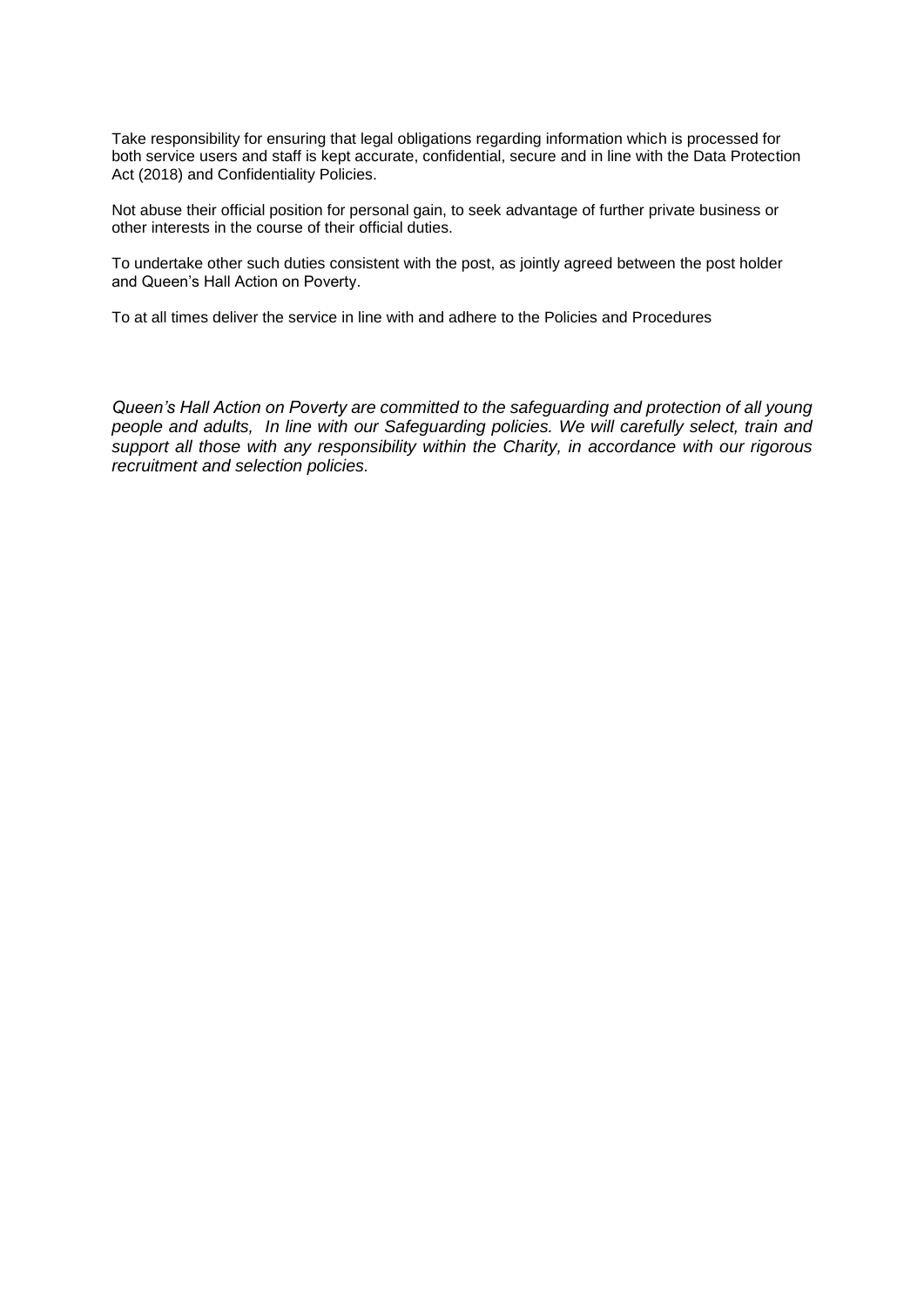Take responsibility for ensuring that legal obligations regarding information which is processed for both service users and staff is kept accurate, confidential, secure and in line with the Data Protection Act (2018) and Confidentiality Policies.

Not abuse their official position for personal gain, to seek advantage of further private business or other interests in the course of their official duties.

To undertake other such duties consistent with the post, as jointly agreed between the post holder and Queen's Hall Action on Poverty.

To at all times deliver the service in line with and adhere to the Policies and Procedures

*Queen's Hall Action on Poverty are committed to the safeguarding and protection of all young people and adults,  In line with our Safeguarding policies. We will carefully select, train and support all those with any responsibility within the Charity, in accordance with our rigorous recruitment and selection policies.*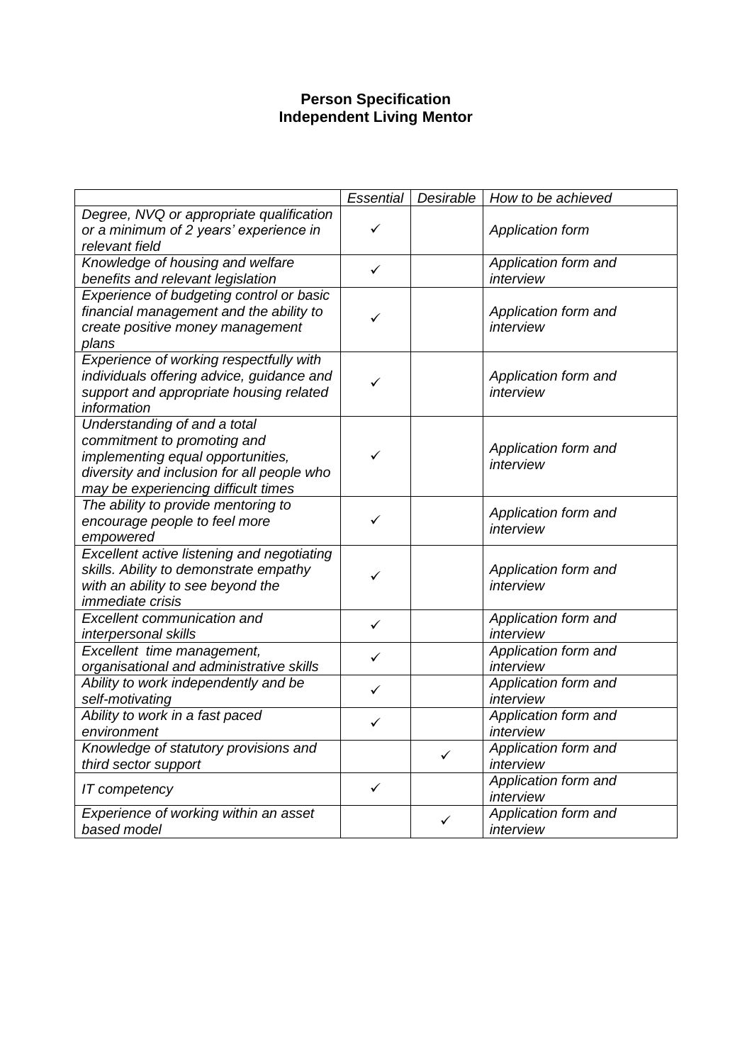# Person Specification
## Independent Living Mentor

| | *Essential* | *Desirable* | *How to be achieved* |
|---|---|---|---|
| *Degree, NVQ or appropriate qualification or a minimum of 2 years' experience in relevant field* | ✓ | | *Application form* |
| *Knowledge of housing and welfare benefits and relevant legislation* | ✓ | | *Application form and interview* |
| *Experience of budgeting control or basic financial management and the ability to create positive money management plans* | ✓ | | *Application form and interview* |
| *Experience of working respectfully with individuals offering advice, guidance and support and appropriate housing related information* | ✓ | | *Application form and interview* |
| *Understanding of and a total commitment to promoting and implementing equal opportunities, diversity and inclusion for all people who may be experiencing difficult times* | ✓ | | *Application form and interview* |
| *The ability to provide mentoring to encourage people to feel more empowered* | ✓ | | *Application form and interview* |
| *Excellent active listening and negotiating skills. Ability to demonstrate empathy with an ability to see beyond the immediate crisis* | ✓ | | *Application form and interview* |
| *Excellent communication and interpersonal skills* | ✓ | | *Application form and interview* |
| *Excellent time management, organisational and administrative skills* | ✓ | | *Application form and interview* |
| *Ability to work independently and be self-motivating* | ✓ | | *Application form and interview* |
| *Ability to work in a fast paced environment* | ✓ | | *Application form and interview* |
| *Knowledge of statutory provisions and third sector support* | | ✓ | *Application form and interview* |
| *IT competency* | ✓ | | *Application form and interview* |
| *Experience of working within an asset based model* | | ✓ | *Application form and interview* |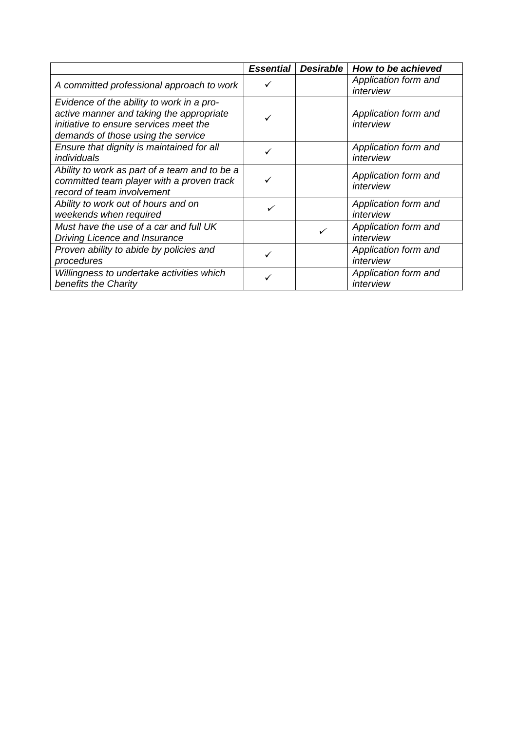| | *Essential* | *Desirable* | *How to be achieved* |
|---|---|---|---|
| *A committed professional approach to work* | ✓ | | *Application form and interview* |
| *Evidence of the ability to work in a pro-active manner and taking the appropriate initiative to ensure services meet the demands of those using the service* | ✓ | | *Application form and interview* |
| *Ensure that dignity is maintained for all individuals* | ✓ | | *Application form and interview* |
| *Ability to work as part of a team and to be a committed team player with a proven track record of team involvement* | ✓ | | *Application form and interview* |
| *Ability to work out of hours and on weekends when required* | ✓ | | *Application form and interview* |
| *Must have the use of a car and full UK Driving Licence and Insurance* | | ✓ | *Application form and interview* |
| *Proven ability to abide by policies and procedures* | ✓ | | *Application form and interview* |
| *Willingness to undertake activities which benefits the Charity* | ✓ | | *Application form and interview* |